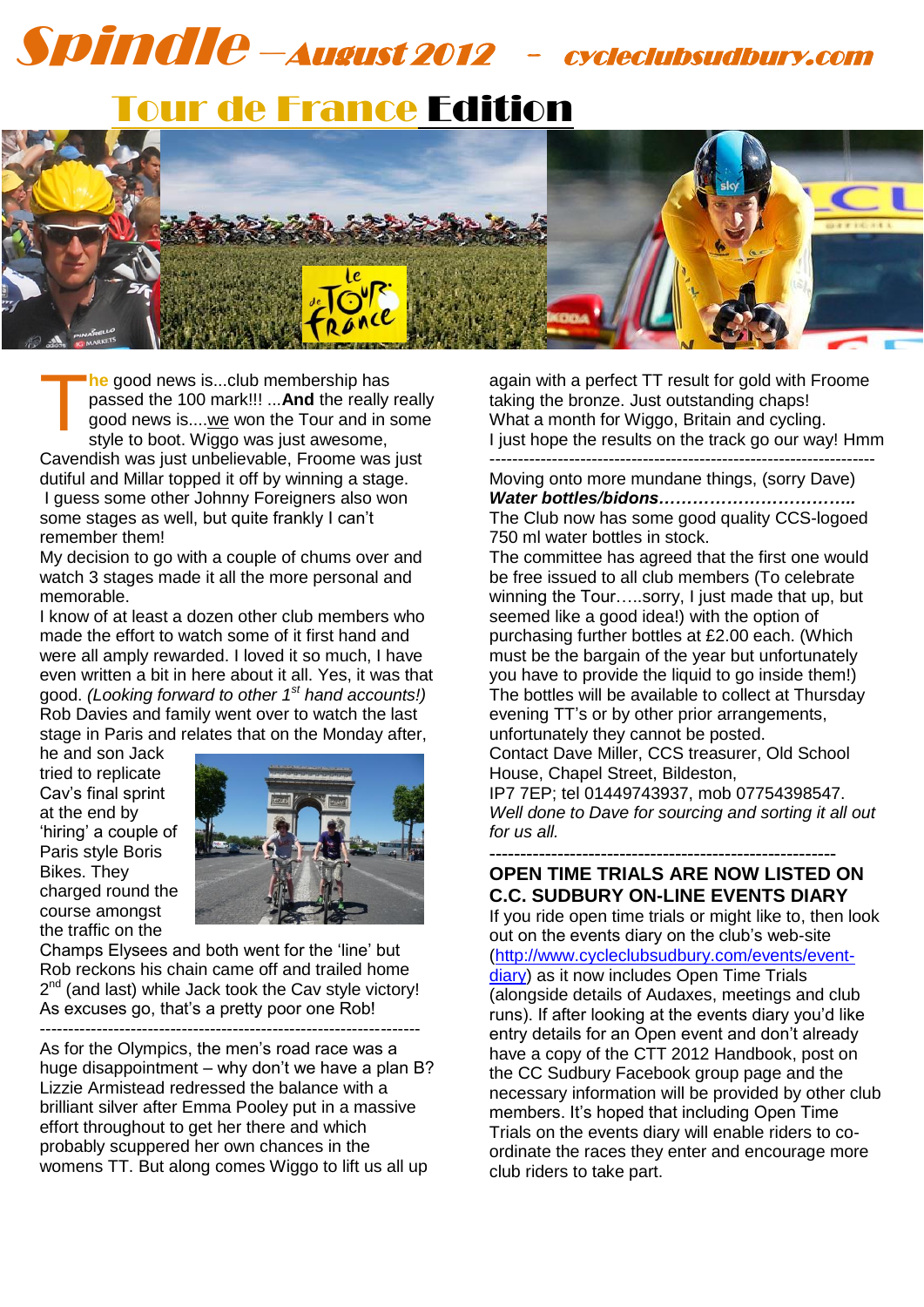# Spindle – August 2012 – cycleclubsudbury.com

## Tour de France Edition

The good news is...club membership has passed the 100 mark!!! ...**And** the really really good news is....we won the Tour and in some style to boot. Wiggo was just awesome, Cavendish was just unbelievable, Froome was just dutiful and Millar topped it off by winning a stage. I guess some other Johnny Foreigners also won some stages as well, but quite frankly I can't remember them!

My decision to go with a couple of chums over and watch 3 stages made it all the more personal and memorable.

I know of at least a dozen other club members who made the effort to watch some of it first hand and were all amply rewarded. I loved it so much, I have even written a bit in here about it all. Yes, it was that good. *(Looking forward to other 1st hand accounts!)*

Rob Davies and family went over to watch the last stage in Paris and relates that on the Monday after, he and son Jack tried to replicate Cav's final sprint at the end by 'hiring' a couple of Paris style Boris Bikes. They charged round the course amongst the traffic on the Champs Elysees and both went for the 'line' but Rob reckons his chain came off and trailed home 2nd (and last) while Jack took the Cav style victory! As excuses go, that's a pretty poor one Rob!

---

As for the Olympics, the men's road race was a huge disappointment – why don't we have a plan B? Lizzie Armistead redressed the balance with a brilliant silver after Emma Pooley put in a massive effort throughout to get her there and which probably scuppered her own chances in the womens TT. But along comes Wiggo to lift us all up again with a perfect TT result for gold with Froome taking the bronze. Just outstanding chaps!

What a month for Wiggo, Britain and cycling.

I just hope the results on the track go our way! Hmm

---

Moving onto more mundane things, (sorry Dave)

***Water bottles/bidons……………………………..***

The Club now has some good quality CCS-logoed 750 ml water bottles in stock.

The committee has agreed that the first one would be free issued to all club members (To celebrate winning the Tour…..sorry, I just made that up, but seemed like a good idea!) with the option of purchasing further bottles at £2.00 each. (Which must be the bargain of the year but unfortunately you have to provide the liquid to go inside them!)

The bottles will be available to collect at Thursday evening TT's or by other prior arrangements, unfortunately they cannot be posted.

Contact Dave Miller, CCS treasurer, Old School House, Chapel Street, Bildeston, IP7 7EP; tel 01449743937, mob 07754398547.

*Well done to Dave for sourcing and sorting it all out for us all.*

---

### OPEN TIME TRIALS ARE NOW LISTED ON C.C. SUDBURY ON-LINE EVENTS DIARY

If you ride open time trials or might like to, then look out on the events diary on the club's web-site (http://www.cycleclubsudbury.com/events/event-diary) as it now includes Open Time Trials (alongside details of Audaxes, meetings and club runs). If after looking at the events diary you'd like entry details for an Open event and don't already have a copy of the CTT 2012 Handbook, post on the CC Sudbury Facebook group page and the necessary information will be provided by other club members. It's hoped that including Open Time Trials on the events diary will enable riders to co-ordinate the races they enter and encourage more club riders to take part.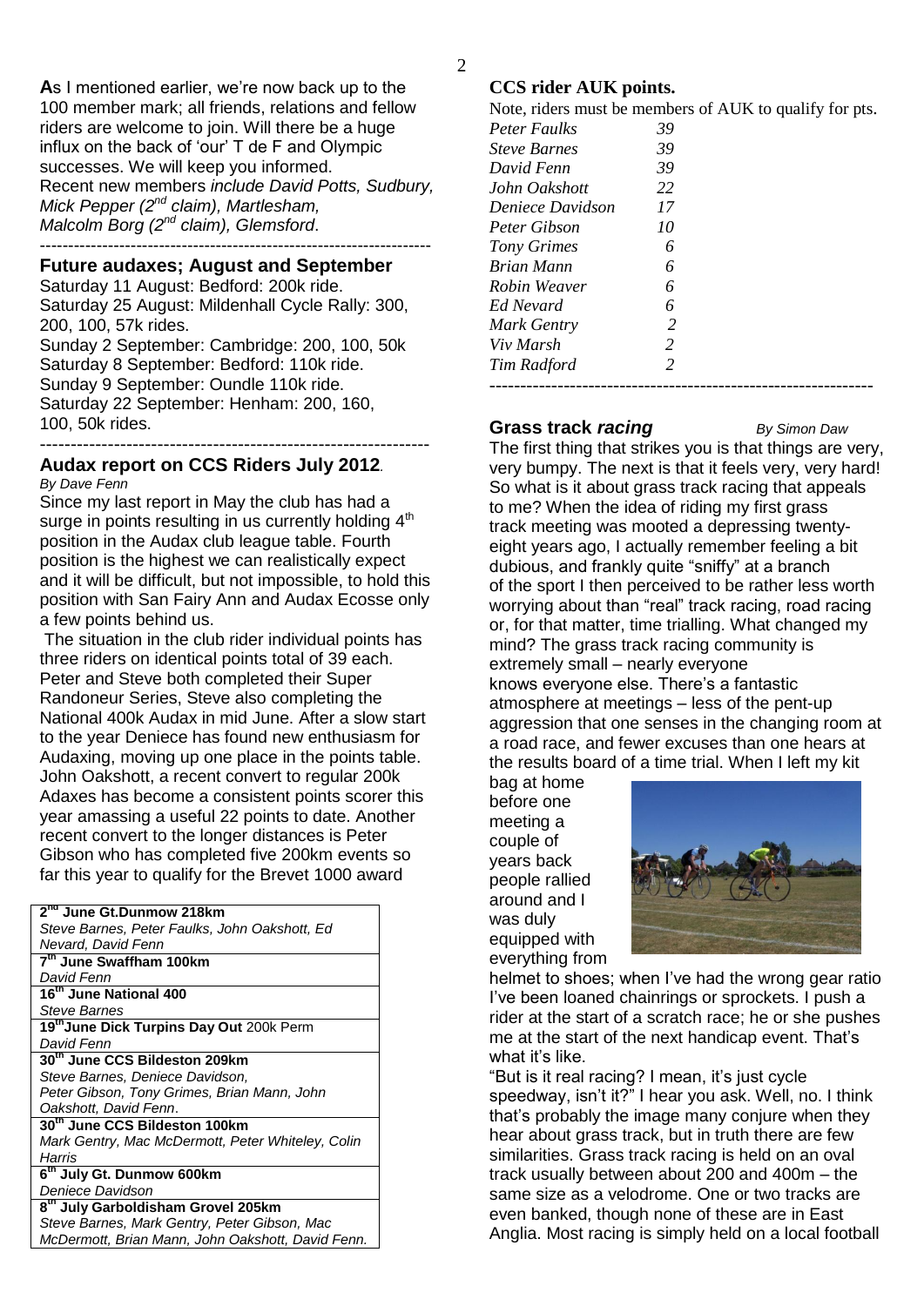**A**s I mentioned earlier, we're now back up to the 100 member mark; all friends, relations and fellow riders are welcome to join. Will there be a huge influx on the back of 'our' T de F and Olympic successes. We will keep you informed.
Recent new members *include David Potts, Sudbury, Mick Pepper (2nd claim), Martlesham, Malcolm Borg (2nd claim), Glemsford.*

---

## Future audaxes; August and September

Saturday 11 August: Bedford: 200k ride.
Saturday 25 August: Mildenhall Cycle Rally: 300, 200, 100, 57k rides.
Sunday 2 September: Cambridge: 200, 100, 50k
Saturday 8 September: Bedford: 110k ride.
Sunday 9 September: Oundle 110k ride.
Saturday 22 September: Henham: 200, 160, 100, 50k rides.

---

## Audax report on CCS Riders July 2012.

*By Dave Fenn*

Since my last report in May the club has had a surge in points resulting in us currently holding 4th position in the Audax club league table. Fourth position is the highest we can realistically expect and it will be difficult, but not impossible, to hold this position with San Fairy Ann and Audax Ecosse only a few points behind us.

The situation in the club rider individual points has three riders on identical points total of 39 each. Peter and Steve both completed their Super Randoneur Series, Steve also completing the National 400k Audax in mid June. After a slow start to the year Deniece has found new enthusiasm for Audaxing, moving up one place in the points table. John Oakshott, a recent convert to regular 200k Adaxes has become a consistent points scorer this year amassing a useful 22 points to date. Another recent convert to the longer distances is Peter Gibson who has completed five 200km events so far this year to qualify for the Brevet 1000 award

| **2nd June Gt.Dunmow 218km** |
|---|
| *Steve Barnes, Peter Faulks, John Oakshott, Ed Nevard, David Fenn* |
| **7th June Swaffham 100km** |
| *David Fenn* |
| **16th June National 400** |
| *Steve Barnes* |
| **19th June Dick Turpins Day Out** 200k Perm |
| *David Fenn* |
| **30th June CCS Bildeston 209km** |
| *Steve Barnes, Deniece Davidson, Peter Gibson, Tony Grimes, Brian Mann, John Oakshott, David Fenn.* |
| **30th June CCS Bildeston 100km** |
| *Mark Gentry, Mac McDermott, Peter Whiteley, Colin Harris* |
| **6th July Gt. Dunmow 600km** |
| *Deniece Davidson* |
| **8th July Garboldisham Grovel 205km** |
| *Steve Barnes, Mark Gentry, Peter Gibson, Mac McDermott, Brian Mann, John Oakshott, David Fenn.* |

## CCS rider AUK points.

Note, riders must be members of AUK to qualify for pts.

| | |
|---|---|
| *Peter Faulks* | *39* |
| *Steve Barnes* | *39* |
| *David Fenn* | *39* |
| *John Oakshott* | *22* |
| *Deniece Davidson* | *17* |
| *Peter Gibson* | *10* |
| *Tony Grimes* | *6* |
| *Brian Mann* | *6* |
| *Robin Weaver* | *6* |
| *Ed Nevard* | *6* |
| *Mark Gentry* | *2* |
| *Viv Marsh* | *2* |
| *Tim Radford* | *2* |

---

## Grass track *racing*

*By Simon Daw*

The first thing that strikes you is that things are very, very bumpy. The next is that it feels very, very hard! So what is it about grass track racing that appeals to me? When the idea of riding my first grass track meeting was mooted a depressing twenty-eight years ago, I actually remember feeling a bit dubious, and frankly quite "sniffy" at a branch of the sport I then perceived to be rather less worth worrying about than "real" track racing, road racing or, for that matter, time trialling. What changed my mind? The grass track racing community is extremely small – nearly everyone knows everyone else. There's a fantastic atmosphere at meetings – less of the pent-up aggression that one senses in the changing room at a road race, and fewer excuses than one hears at the results board of a time trial. When I left my kit bag at home before one meeting a couple of years back people rallied around and I was duly equipped with everything from helmet to shoes; when I've had the wrong gear ratio I've been loaned chainrings or sprockets. I push a rider at the start of a scratch race; he or she pushes me at the start of the next handicap event. That's what it's like.

"But is it real racing? I mean, it's just cycle speedway, isn't it?" I hear you ask. Well, no. I think that's probably the image many conjure when they hear about grass track, but in truth there are few similarities. Grass track racing is held on an oval track usually between about 200 and 400m – the same size as a velodrome. One or two tracks are even banked, though none of these are in East Anglia. Most racing is simply held on a local football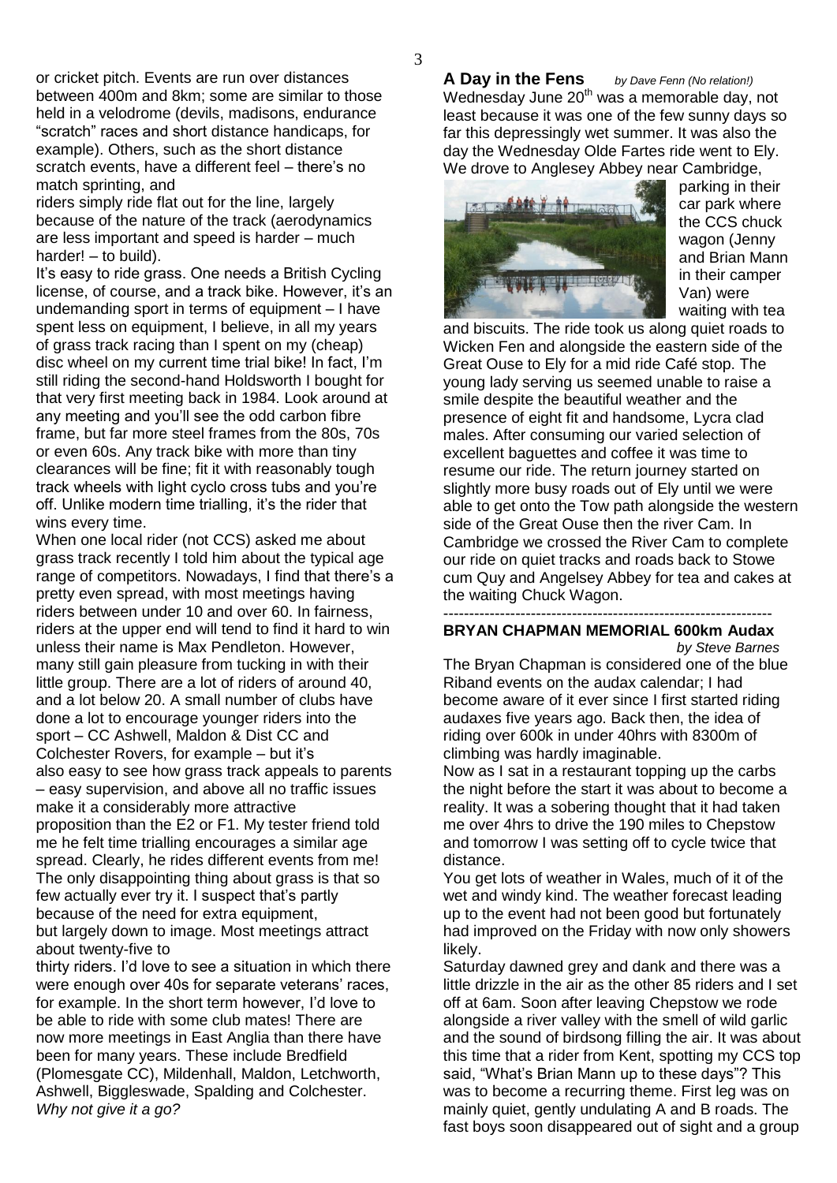or cricket pitch. Events are run over distances between 400m and 8km; some are similar to those held in a velodrome (devils, madisons, endurance "scratch" races and short distance handicaps, for example). Others, such as the short distance scratch events, have a different feel – there's no match sprinting, and riders simply ride flat out for the line, largely because of the nature of the track (aerodynamics are less important and speed is harder – much harder! – to build).

It's easy to ride grass. One needs a British Cycling license, of course, and a track bike. However, it's an undemanding sport in terms of equipment – I have spent less on equipment, I believe, in all my years of grass track racing than I spent on my (cheap) disc wheel on my current time trial bike! In fact, I'm still riding the second-hand Holdsworth I bought for that very first meeting back in 1984. Look around at any meeting and you'll see the odd carbon fibre frame, but far more steel frames from the 80s, 70s or even 60s. Any track bike with more than tiny clearances will be fine; fit it with reasonably tough track wheels with light cyclo cross tubs and you're off. Unlike modern time trialling, it's the rider that wins every time.

When one local rider (not CCS) asked me about grass track recently I told him about the typical age range of competitors. Nowadays, I find that there's a pretty even spread, with most meetings having riders between under 10 and over 60. In fairness, riders at the upper end will tend to find it hard to win unless their name is Max Pendleton. However, many still gain pleasure from tucking in with their little group. There are a lot of riders of around 40, and a lot below 20. A small number of clubs have done a lot to encourage younger riders into the sport – CC Ashwell, Maldon & Dist CC and Colchester Rovers, for example – but it's also easy to see how grass track appeals to parents – easy supervision, and above all no traffic issues make it a considerably more attractive proposition than the E2 or F1. My tester friend told me he felt time trialling encourages a similar age spread. Clearly, he rides different events from me!

The only disappointing thing about grass is that so few actually ever try it. I suspect that's partly because of the need for extra equipment, but largely down to image. Most meetings attract about twenty-five to thirty riders. I'd love to see a situation in which there were enough over 40s for separate veterans' races, for example. In the short term however, I'd love to be able to ride with some club mates! There are now more meetings in East Anglia than there have been for many years. These include Bredfield (Plomesgate CC), Mildenhall, Maldon, Letchworth, Ashwell, Biggleswade, Spalding and Colchester.

*Why not give it a go?*

## A Day in the Fens

*by Dave Fenn (No relation!)*

Wednesday June 20th was a memorable day, not least because it was one of the few sunny days so far this depressingly wet summer. It was also the day the Wednesday Olde Fartes ride went to Ely. We drove to Anglesey Abbey near Cambridge, parking in their car park where the CCS chuck wagon (Jenny and Brian Mann in their camper Van) were waiting with tea and biscuits. The ride took us along quiet roads to Wicken Fen and alongside the eastern side of the Great Ouse to Ely for a mid ride Café stop. The young lady serving us seemed unable to raise a smile despite the beautiful weather and the presence of eight fit and handsome, Lycra clad males. After consuming our varied selection of excellent baguettes and coffee it was time to resume our ride. The return journey started on slightly more busy roads out of Ely until we were able to get onto the Tow path alongside the western side of the Great Ouse then the river Cam. In Cambridge we crossed the River Cam to complete our ride on quiet tracks and roads back to Stowe cum Quy and Angelsey Abbey for tea and cakes at the waiting Chuck Wagon.

---

## BRYAN CHAPMAN MEMORIAL 600km Audax

*by Steve Barnes*

The Bryan Chapman is considered one of the blue Riband events on the audax calendar; I had become aware of it ever since I first started riding audaxes five years ago. Back then, the idea of riding over 600k in under 40hrs with 8300m of climbing was hardly imaginable.

Now as I sat in a restaurant topping up the carbs the night before the start it was about to become a reality. It was a sobering thought that it had taken me over 4hrs to drive the 190 miles to Chepstow and tomorrow I was setting off to cycle twice that distance.

You get lots of weather in Wales, much of it of the wet and windy kind. The weather forecast leading up to the event had not been good but fortunately had improved on the Friday with now only showers likely.

Saturday dawned grey and dank and there was a little drizzle in the air as the other 85 riders and I set off at 6am. Soon after leaving Chepstow we rode alongside a river valley with the smell of wild garlic and the sound of birdsong filling the air. It was about this time that a rider from Kent, spotting my CCS top said, "What's Brian Mann up to these days"? This was to become a recurring theme. First leg was on mainly quiet, gently undulating A and B roads. The fast boys soon disappeared out of sight and a group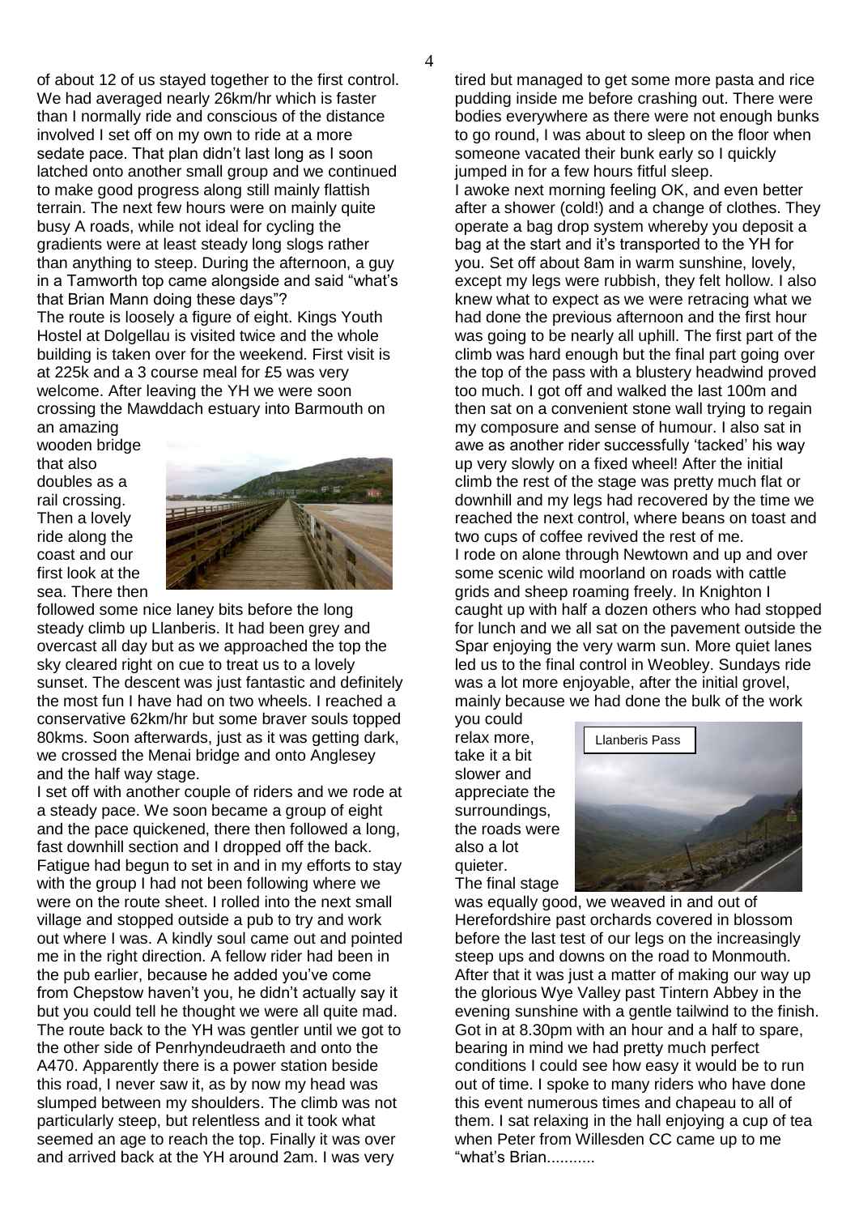of about 12 of us stayed together to the first control. We had averaged nearly 26km/hr which is faster than I normally ride and conscious of the distance involved I set off on my own to ride at a more sedate pace. That plan didn't last long as I soon latched onto another small group and we continued to make good progress along still mainly flattish terrain. The next few hours were on mainly quite busy A roads, while not ideal for cycling the gradients were at least steady long slogs rather than anything to steep. During the afternoon, a guy in a Tamworth top came alongside and said "what's that Brian Mann doing these days"?

The route is loosely a figure of eight. Kings Youth Hostel at Dolgellau is visited twice and the whole building is taken over for the weekend. First visit is at 225k and a 3 course meal for £5 was very welcome. After leaving the YH we were soon crossing the Mawddach estuary into Barmouth on an amazing wooden bridge that also doubles as a rail crossing. Then a lovely ride along the coast and our first look at the sea. There then followed some nice laney bits before the long steady climb up Llanberis. It had been grey and overcast all day but as we approached the top the sky cleared right on cue to treat us to a lovely sunset. The descent was just fantastic and definitely the most fun I have had on two wheels. I reached a conservative 62km/hr but some braver souls topped 80kms. Soon afterwards, just as it was getting dark, we crossed the Menai bridge and onto Anglesey and the half way stage.

I set off with another couple of riders and we rode at a steady pace. We soon became a group of eight and the pace quickened, there then followed a long, fast downhill section and I dropped off the back. Fatigue had begun to set in and in my efforts to stay with the group I had not been following where we were on the route sheet. I rolled into the next small village and stopped outside a pub to try and work out where I was. A kindly soul came out and pointed me in the right direction. A fellow rider had been in the pub earlier, because he added you've come from Chepstow haven't you, he didn't actually say it but you could tell he thought we were all quite mad. The route back to the YH was gentler until we got to the other side of Penrhyndeudraeth and onto the A470. Apparently there is a power station beside this road, I never saw it, as by now my head was slumped between my shoulders. The climb was not particularly steep, but relentless and it took what seemed an age to reach the top. Finally it was over and arrived back at the YH around 2am. I was very tired but managed to get some more pasta and rice pudding inside me before crashing out. There were bodies everywhere as there were not enough bunks to go round, I was about to sleep on the floor when someone vacated their bunk early so I quickly jumped in for a few hours fitful sleep.

I awoke next morning feeling OK, and even better after a shower (cold!) and a change of clothes. They operate a bag drop system whereby you deposit a bag at the start and it's transported to the YH for you. Set off about 8am in warm sunshine, lovely, except my legs were rubbish, they felt hollow. I also knew what to expect as we were retracing what we had done the previous afternoon and the first hour was going to be nearly all uphill. The first part of the climb was hard enough but the final part going over the top of the pass with a blustery headwind proved too much. I got off and walked the last 100m and then sat on a convenient stone wall trying to regain my composure and sense of humour. I also sat in awe as another rider successfully 'tacked' his way up very slowly on a fixed wheel! After the initial climb the rest of the stage was pretty much flat or downhill and my legs had recovered by the time we reached the next control, where beans on toast and two cups of coffee revived the rest of me.

I rode on alone through Newtown and up and over some scenic wild moorland on roads with cattle grids and sheep roaming freely. In Knighton I caught up with half a dozen others who had stopped for lunch and we all sat on the pavement outside the Spar enjoying the very warm sun. More quiet lanes led us to the final control in Weobley. Sundays ride was a lot more enjoyable, after the initial grovel, mainly because we had done the bulk of the work you could relax more, take it a bit slower and appreciate the surroundings, the roads were also a lot quieter.

Llanberis Pass

The final stage was equally good, we weaved in and out of Herefordshire past orchards covered in blossom before the last test of our legs on the increasingly steep ups and downs on the road to Monmouth. After that it was just a matter of making our way up the glorious Wye Valley past Tintern Abbey in the evening sunshine with a gentle tailwind to the finish. Got in at 8.30pm with an hour and a half to spare, bearing in mind we had pretty much perfect conditions I could see how easy it would be to run out of time. I spoke to many riders who have done this event numerous times and chapeau to all of them. I sat relaxing in the hall enjoying a cup of tea when Peter from Willesden CC came up to me "what's Brian...........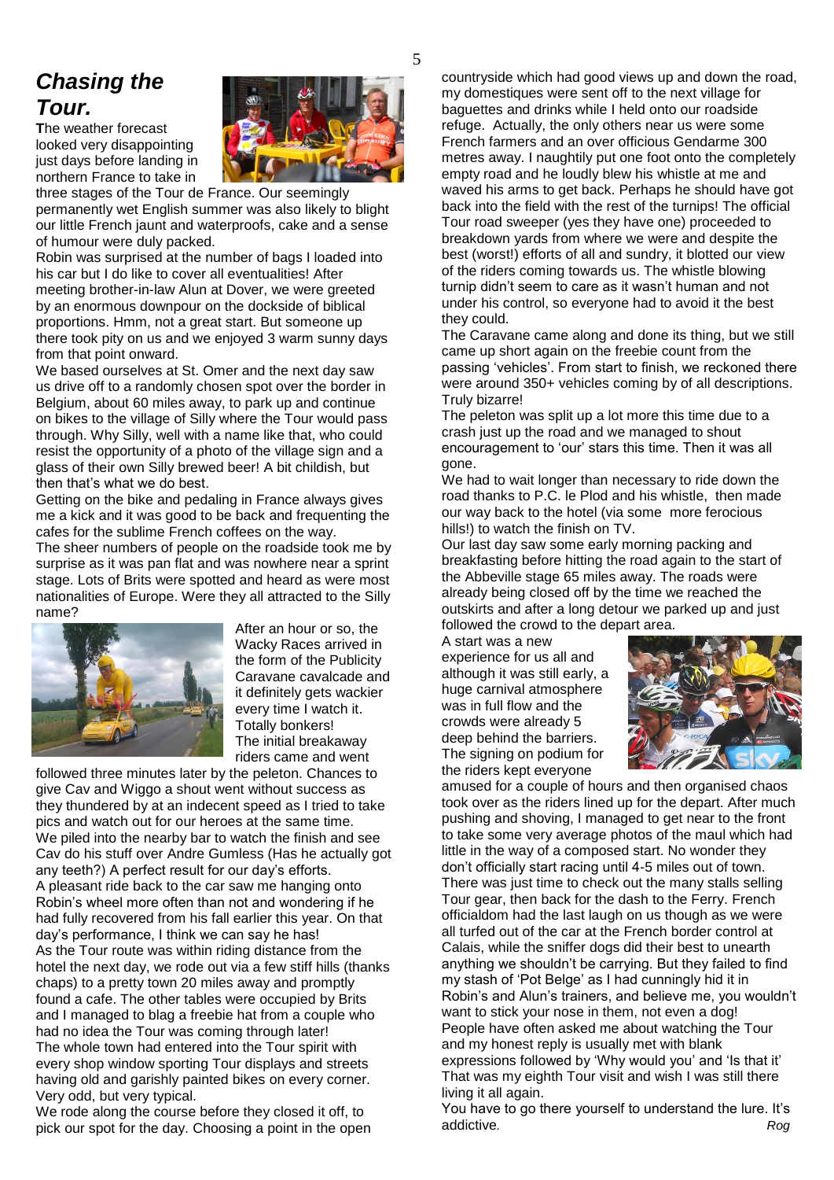# *Chasing the Tour.*

**T**he weather forecast looked very disappointing just days before landing in northern France to take in three stages of the Tour de France. Our seemingly permanently wet English summer was also likely to blight our little French jaunt and waterproofs, cake and a sense of humour were duly packed.

Robin was surprised at the number of bags I loaded into his car but I do like to cover all eventualities! After meeting brother-in-law Alun at Dover, we were greeted by an enormous downpour on the dockside of biblical proportions. Hmm, not a great start. But someone up there took pity on us and we enjoyed 3 warm sunny days from that point onward.

We based ourselves at St. Omer and the next day saw us drive off to a randomly chosen spot over the border in Belgium, about 60 miles away, to park up and continue on bikes to the village of Silly where the Tour would pass through. Why Silly, well with a name like that, who could resist the opportunity of a photo of the village sign and a glass of their own Silly brewed beer! A bit childish, but then that's what we do best.

Getting on the bike and pedaling in France always gives me a kick and it was good to be back and frequenting the cafes for the sublime French coffees on the way.

The sheer numbers of people on the roadside took me by surprise as it was pan flat and was nowhere near a sprint stage. Lots of Brits were spotted and heard as were most nationalities of Europe. Were they all attracted to the Silly name?

After an hour or so, the Wacky Races arrived in the form of the Publicity Caravane cavalcade and it definitely gets wackier every time I watch it. Totally bonkers! The initial breakaway riders came and went followed three minutes later by the peleton. Chances to give Cav and Wiggo a shout went without success as they thundered by at an indecent speed as I tried to take pics and watch out for our heroes at the same time.

We piled into the nearby bar to watch the finish and see Cav do his stuff over Andre Gumless (Has he actually got any teeth?) A perfect result for our day's efforts.

A pleasant ride back to the car saw me hanging onto Robin's wheel more often than not and wondering if he had fully recovered from his fall earlier this year. On that day's performance, I think we can say he has!

As the Tour route was within riding distance from the hotel the next day, we rode out via a few stiff hills (thanks chaps) to a pretty town 20 miles away and promptly found a cafe. The other tables were occupied by Brits and I managed to blag a freebie hat from a couple who had no idea the Tour was coming through later!

The whole town had entered into the Tour spirit with every shop window sporting Tour displays and streets having old and garishly painted bikes on every corner. Very odd, but very typical.

We rode along the course before they closed it off, to pick our spot for the day. Choosing a point in the open countryside which had good views up and down the road, my domestiques were sent off to the next village for baguettes and drinks while I held onto our roadside refuge. Actually, the only others near us were some French farmers and an over officious Gendarme 300 metres away. I naughtily put one foot onto the completely empty road and he loudly blew his whistle at me and waved his arms to get back. Perhaps he should have got back into the field with the rest of the turnips! The official Tour road sweeper (yes they have one) proceeded to breakdown yards from where we were and despite the best (worst!) efforts of all and sundry, it blotted our view of the riders coming towards us. The whistle blowing turnip didn't seem to care as it wasn't human and not under his control, so everyone had to avoid it the best they could.

The Caravane came along and done its thing, but we still came up short again on the freebie count from the passing 'vehicles'. From start to finish, we reckoned there were around 350+ vehicles coming by of all descriptions. Truly bizarre!

The peleton was split up a lot more this time due to a crash just up the road and we managed to shout encouragement to 'our' stars this time. Then it was all gone.

We had to wait longer than necessary to ride down the road thanks to P.C. le Plod and his whistle, then made our way back to the hotel (via some more ferocious hills!) to watch the finish on TV.

Our last day saw some early morning packing and breakfasting before hitting the road again to the start of the Abbeville stage 65 miles away. The roads were already being closed off by the time we reached the outskirts and after a long detour we parked up and just followed the crowd to the depart area.

A start was a new experience for us all and although it was still early, a huge carnival atmosphere was in full flow and the crowds were already 5 deep behind the barriers. The signing on podium for the riders kept everyone amused for a couple of hours and then organised chaos took over as the riders lined up for the depart. After much pushing and shoving, I managed to get near to the front to take some very average photos of the maul which had little in the way of a composed start. No wonder they don't officially start racing until 4-5 miles out of town.

There was just time to check out the many stalls selling Tour gear, then back for the dash to the Ferry. French officialdom had the last laugh on us though as we were all turfed out of the car at the French border control at Calais, while the sniffer dogs did their best to unearth anything we shouldn't be carrying. But they failed to find my stash of 'Pot Belge' as I had cunningly hid it in Robin's and Alun's trainers, and believe me, you wouldn't want to stick your nose in them, not even a dog!

People have often asked me about watching the Tour and my honest reply is usually met with blank expressions followed by 'Why would you' and 'Is that it' That was my eighth Tour visit and wish I was still there living it all again.

You have to go there yourself to understand the lure. It's addictive.

*Rog*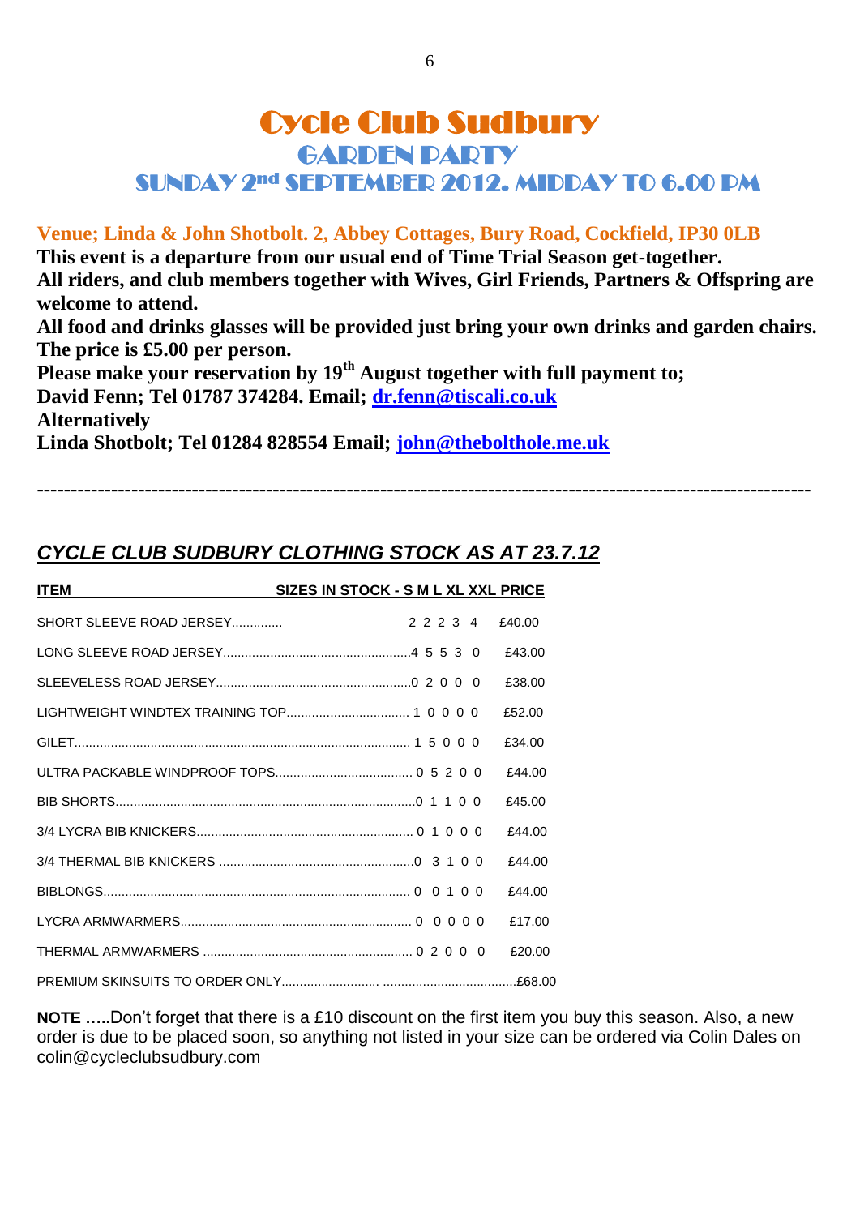# Cycle Club Sudbury

## GARDEN PARTY

### SUNDAY 2nd SEPTEMBER 2012. MIDDAY TO 6.00 PM

**Venue; Linda & John Shotbolt. 2, Abbey Cottages, Bury Road, Cockfield, IP30 0LB**

**This event is a departure from our usual end of Time Trial Season get-together.**

**All riders, and club members together with Wives, Girl Friends, Partners & Offspring are welcome to attend.**

**All food and drinks glasses will be provided just bring your own drinks and garden chairs.**

**The price is £5.00 per person.**

**Please make your reservation by 19th August together with full payment to;**

**David Fenn; Tel 01787 374284. Email; dr.fenn@tiscali.co.uk**

**Alternatively**

**Linda Shotbolt; Tel 01284 828554 Email; john@thebolthole.me.uk**

---

## *CYCLE CLUB SUDBURY CLOTHING STOCK AS AT 23.7.12*

| ITEM | S | M | L | XL | XXL | PRICE |
|---|---|---|---|---|---|---|
| SHORT SLEEVE ROAD JERSEY | 2 | 2 | 2 | 3 | 4 | £40.00 |
| LONG SLEEVE ROAD JERSEY | 4 | 5 | 5 | 3 | 0 | £43.00 |
| SLEEVELESS ROAD JERSEY | 0 | 2 | 0 | 0 | 0 | £38.00 |
| LIGHTWEIGHT WINDTEX TRAINING TOP | 1 | 0 | 0 | 0 | 0 | £52.00 |
| GILET | 1 | 5 | 0 | 0 | 0 | £34.00 |
| ULTRA PACKABLE WINDPROOF TOPS | 0 | 5 | 2 | 0 | 0 | £44.00 |
| BIB SHORTS | 0 | 1 | 1 | 0 | 0 | £45.00 |
| 3/4 LYCRA BIB KNICKERS | 0 | 1 | 0 | 0 | 0 | £44.00 |
| 3/4 THERMAL BIB KNICKERS | 0 | 3 | 1 | 0 | 0 | £44.00 |
| BIBLONGS | 0 | 0 | 1 | 0 | 0 | £44.00 |
| LYCRA ARMWARMERS | 0 | 0 | 0 | 0 | 0 | £17.00 |
| THERMAL ARMWARMERS | 0 | 2 | 0 | 0 | 0 | £20.00 |
| PREMIUM SKINSUITS TO ORDER ONLY | | | | | | £68.00 |

**NOTE …..**Don't forget that there is a £10 discount on the first item you buy this season. Also, a new order is due to be placed soon, so anything not listed in your size can be ordered via Colin Dales on colin@cycleclubsudbury.com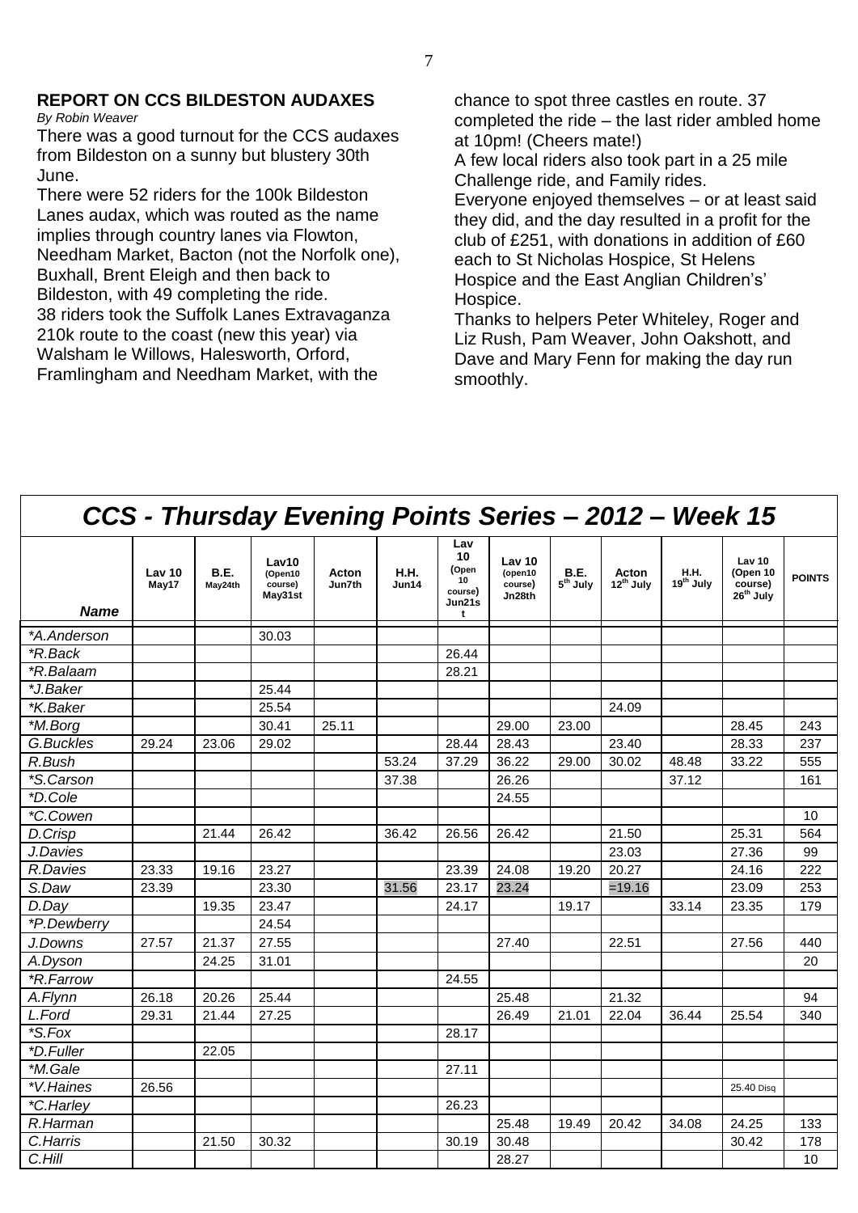## REPORT ON CCS BILDESTON AUDAXES

*By Robin Weaver*

There was a good turnout for the CCS audaxes from Bildeston on a sunny but blustery 30th June.

There were 52 riders for the 100k Bildeston Lanes audax, which was routed as the name implies through country lanes via Flowton, Needham Market, Bacton (not the Norfolk one), Buxhall, Brent Eleigh and then back to Bildeston, with 49 completing the ride.

38 riders took the Suffolk Lanes Extravaganza 210k route to the coast (new this year) via Walsham le Willows, Halesworth, Orford, Framlingham and Needham Market, with the chance to spot three castles en route. 37 completed the ride – the last rider ambled home at 10pm! (Cheers mate!)

A few local riders also took part in a 25 mile Challenge ride, and Family rides.

Everyone enjoyed themselves – or at least said they did, and the day resulted in a profit for the club of £251, with donations in addition of £60 each to St Nicholas Hospice, St Helens Hospice and the East Anglian Children's' Hospice.

Thanks to helpers Peter Whiteley, Roger and Liz Rush, Pam Weaver, John Oakshott, and Dave and Mary Fenn for making the day run smoothly.

## CCS - Thursday Evening Points Series – 2012 – Week 15

| Name | Lav 10 May17 | B.E. May24th | Lav10 (Open10 course) May31st | Acton Jun7th | H.H. Jun14 | Lav 10 (Open 10 course) Jun21st | Lav 10 (open10 course) Jn28th | B.E. 5th July | Acton 12th July | H.H. 19th July | Lav 10 (Open 10 course) 26th July | POINTS |
|---|---|---|---|---|---|---|---|---|---|---|---|---|
| *A.Anderson | | | 30.03 | | | | | | | | | |
| *R.Back | | | | | | 26.44 | | | | | | |
| *R.Balaam | | | | | | 28.21 | | | | | | |
| *J.Baker | | | 25.44 | | | | | | | | | |
| *K.Baker | | | 25.54 | | | | | | 24.09 | | | |
| *M.Borg | | | 30.41 | 25.11 | | | 29.00 | 23.00 | | | 28.45 | 243 |
| G.Buckles | 29.24 | 23.06 | 29.02 | | | 28.44 | 28.43 | | 23.40 | | 28.33 | 237 |
| R.Bush | | | | | 53.24 | 37.29 | 36.22 | 29.00 | 30.02 | 48.48 | 33.22 | 555 |
| *S.Carson | | | | | 37.38 | | 26.26 | | | 37.12 | | 161 |
| *D.Cole | | | | | | | 24.55 | | | | | |
| *C.Cowen | | | | | | | | | | | | 10 |
| D.Crisp | | 21.44 | 26.42 | | 36.42 | 26.56 | 26.42 | | 21.50 | | 25.31 | 564 |
| J.Davies | | | | | | | | | 23.03 | | 27.36 | 99 |
| R.Davies | 23.33 | 19.16 | 23.27 | | | 23.39 | 24.08 | 19.20 | 20.27 | | 24.16 | 222 |
| S.Daw | 23.39 | | 23.30 | | 31.56 | 23.17 | 23.24 | | =19.16 | | 23.09 | 253 |
| D.Day | | 19.35 | 23.47 | | | 24.17 | | 19.17 | | 33.14 | 23.35 | 179 |
| *P.Dewberry | | | 24.54 | | | | | | | | | |
| J.Downs | 27.57 | 21.37 | 27.55 | | | | 27.40 | | 22.51 | | 27.56 | 440 |
| A.Dyson | | 24.25 | 31.01 | | | | | | | | | 20 |
| *R.Farrow | | | | | | 24.55 | | | | | | |
| A.Flynn | 26.18 | 20.26 | 25.44 | | | | 25.48 | | 21.32 | | | 94 |
| L.Ford | 29.31 | 21.44 | 27.25 | | | | 26.49 | 21.01 | 22.04 | 36.44 | 25.54 | 340 |
| *S.Fox | | | | | | 28.17 | | | | | | |
| *D.Fuller | | 22.05 | | | | | | | | | | |
| *M.Gale | | | | | | 27.11 | | | | | | |
| *V.Haines | 26.56 | | | | | | | | | | 25.40 Disq | |
| *C.Harley | | | | | | 26.23 | | | | | | |
| R.Harman | | | | | | | 25.48 | 19.49 | 20.42 | 34.08 | 24.25 | 133 |
| C.Harris | | 21.50 | 30.32 | | | 30.19 | 30.48 | | | | 30.42 | 178 |
| C.Hill | | | | | | | 28.27 | | | | | 10 |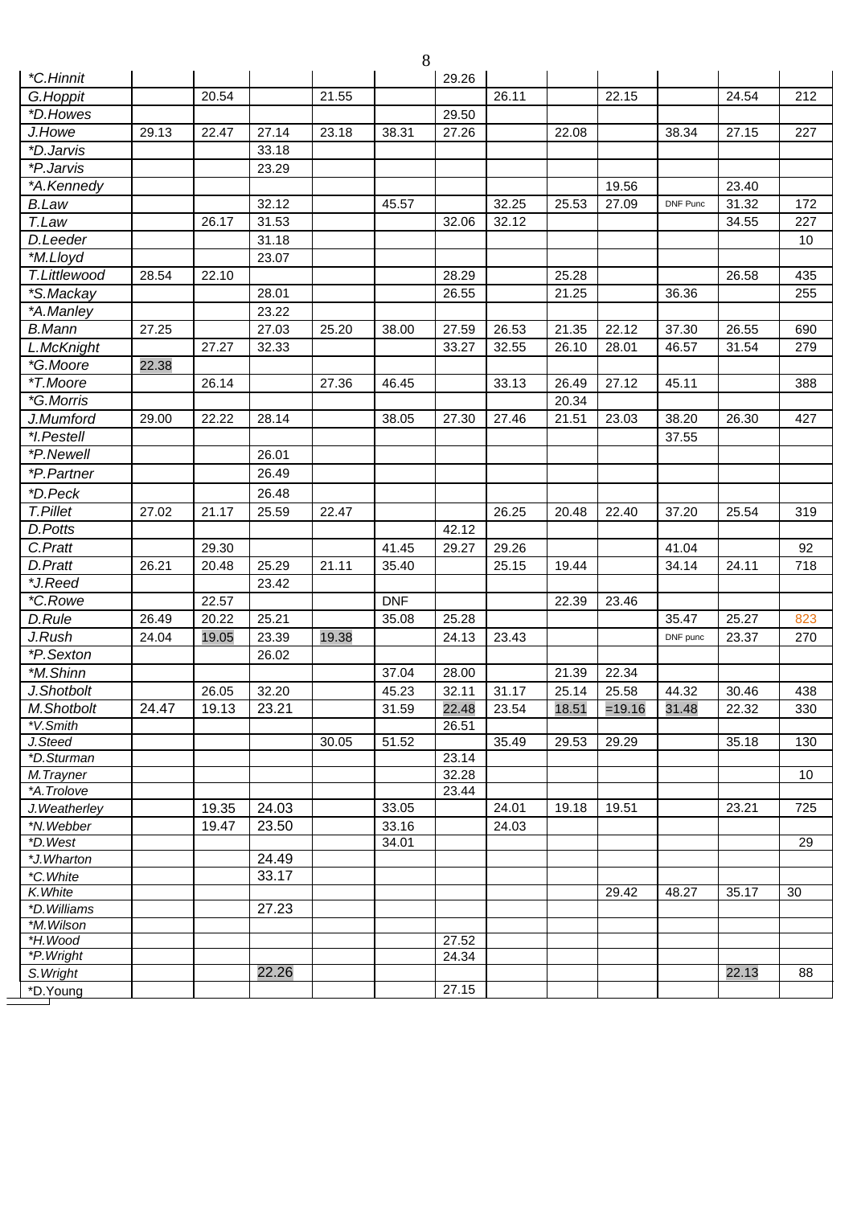| | | | | | | | | | | | | |
|---|---|---|---|---|---|---|---|---|---|---|---|---|
| *C.Hinnit | | | | | | 29.26 | | | | | | |
| G.Hoppit | | 20.54 | | 21.55 | | | 26.11 | | 22.15 | | 24.54 | 212 |
| *D.Howes | | | | | | 29.50 | | | | | | |
| J.Howe | 29.13 | 22.47 | 27.14 | 23.18 | 38.31 | 27.26 | | 22.08 | | 38.34 | 27.15 | 227 |
| *D.Jarvis | | | 33.18 | | | | | | | | | |
| *P.Jarvis | | | 23.29 | | | | | | | | | |
| *A.Kennedy | | | | | | | | | 19.56 | | 23.40 | |
| B.Law | | | 32.12 | | 45.57 | | 32.25 | 25.53 | 27.09 | DNF Punc | 31.32 | 172 |
| T.Law | | 26.17 | 31.53 | | | 32.06 | 32.12 | | | | 34.55 | 227 |
| D.Leeder | | | 31.18 | | | | | | | | | 10 |
| *M.Lloyd | | | 23.07 | | | | | | | | | |
| T.Littlewood | 28.54 | 22.10 | | | | 28.29 | | 25.28 | | | 26.58 | 435 |
| *S.Mackay | | | 28.01 | | | 26.55 | | 21.25 | | 36.36 | | 255 |
| *A.Manley | | | 23.22 | | | | | | | | | |
| B.Mann | 27.25 | | 27.03 | 25.20 | 38.00 | 27.59 | 26.53 | 21.35 | 22.12 | 37.30 | 26.55 | 690 |
| L.McKnight | | 27.27 | 32.33 | | | 33.27 | 32.55 | 26.10 | 28.01 | 46.57 | 31.54 | 279 |
| *G.Moore | 22.38 | | | | | | | | | | | |
| *T.Moore | | 26.14 | | 27.36 | 46.45 | | 33.13 | 26.49 | 27.12 | 45.11 | | 388 |
| *G.Morris | | | | | | | | 20.34 | | | | |
| J.Mumford | 29.00 | 22.22 | 28.14 | | 38.05 | 27.30 | 27.46 | 21.51 | 23.03 | 38.20 | 26.30 | 427 |
| *I.Pestell | | | | | | | | | | 37.55 | | |
| *P.Newell | | | 26.01 | | | | | | | | | |
| *P.Partner | | | 26.49 | | | | | | | | | |
| *D.Peck | | | 26.48 | | | | | | | | | |
| T.Pillet | 27.02 | 21.17 | 25.59 | 22.47 | | | 26.25 | 20.48 | 22.40 | 37.20 | 25.54 | 319 |
| D.Potts | | | | | | 42.12 | | | | | | |
| C.Pratt | | 29.30 | | | 41.45 | 29.27 | 29.26 | | | 41.04 | | 92 |
| D.Pratt | 26.21 | 20.48 | 25.29 | 21.11 | 35.40 | | 25.15 | 19.44 | | 34.14 | 24.11 | 718 |
| *J.Reed | | | 23.42 | | | | | | | | | |
| *C.Rowe | | 22.57 | | | DNF | | | 22.39 | 23.46 | | | |
| D.Rule | 26.49 | 20.22 | 25.21 | | 35.08 | 25.28 | | | | 35.47 | 25.27 | 823 |
| J.Rush | 24.04 | 19.05 | 23.39 | 19.38 | | 24.13 | 23.43 | | | DNF punc | 23.37 | 270 |
| *P.Sexton | | | 26.02 | | | | | | | | | |
| *M.Shinn | | | | | 37.04 | 28.00 | | 21.39 | 22.34 | | | |
| J.Shotbolt | | 26.05 | 32.20 | | 45.23 | 32.11 | 31.17 | 25.14 | 25.58 | 44.32 | 30.46 | 438 |
| M.Shotbolt | 24.47 | 19.13 | 23.21 | | 31.59 | 22.48 | 23.54 | 18.51 | =19.16 | 31.48 | 22.32 | 330 |
| *V.Smith | | | | | | 26.51 | | | | | | |
| J.Steed | | | | 30.05 | 51.52 | | 35.49 | 29.53 | 29.29 | | 35.18 | 130 |
| *D.Sturman | | | | | | 23.14 | | | | | | |
| M.Trayner | | | | | | 32.28 | | | | | | 10 |
| *A.Trolove | | | | | | 23.44 | | | | | | |
| J.Weatherley | | 19.35 | 24.03 | | 33.05 | | 24.01 | 19.18 | 19.51 | | 23.21 | 725 |
| *N.Webber | | 19.47 | 23.50 | | 33.16 | | 24.03 | | | | | |
| *D.West | | | | | 34.01 | | | | | | | 29 |
| *J.Wharton | | | 24.49 | | | | | | | | | |
| *C.White | | | 33.17 | | | | | | | | | |
| K.White | | | | | | | | | 29.42 | 48.27 | 35.17 | 30 |
| *D.Williams | | | 27.23 | | | | | | | | | |
| *M.Wilson | | | | | | | | | | | | |
| *H.Wood | | | | | | 27.52 | | | | | | |
| *P.Wright | | | | | | 24.34 | | | | | | |
| S.Wright | | | 22.26 | | | | | | | | 22.13 | 88 |
| *D.Young | | | | | | 27.15 | | | | | | |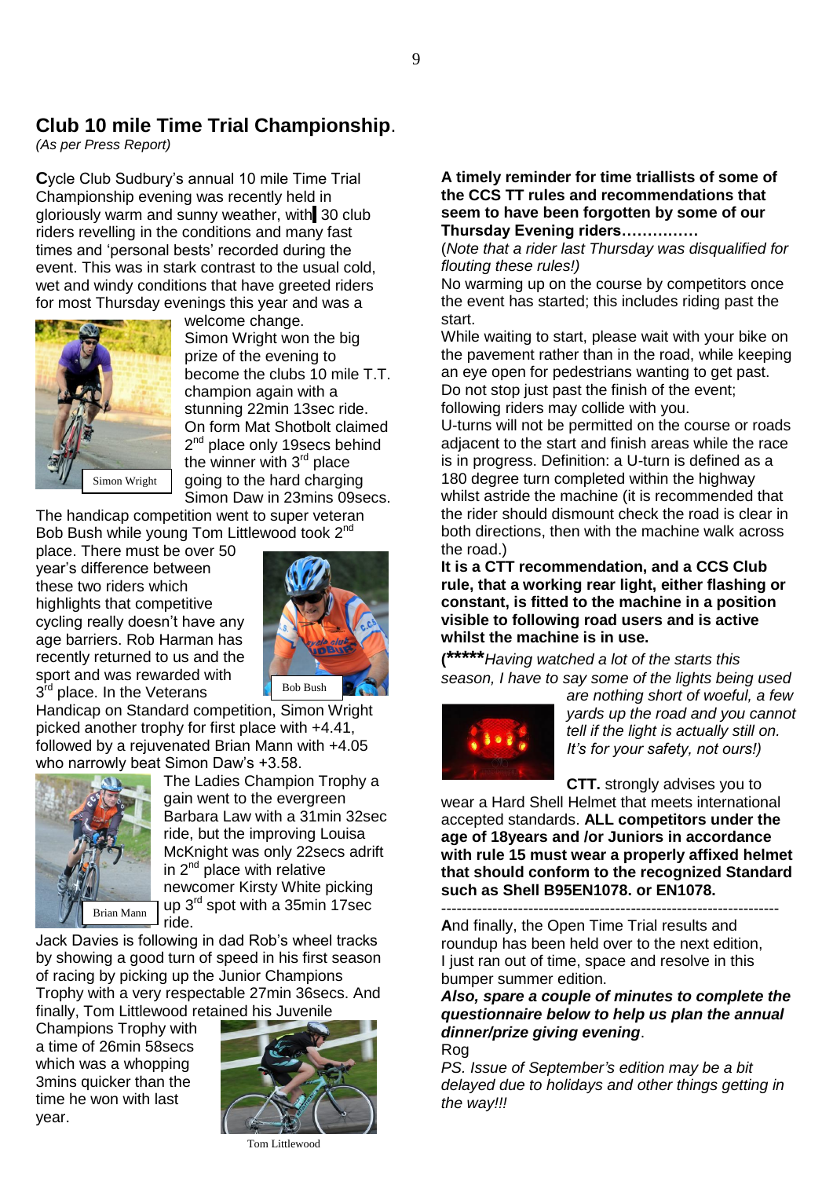## Club 10 mile Time Trial Championship.

*(As per Press Report)*

**C**ycle Club Sudbury's annual 10 mile Time Trial Championship evening was recently held in gloriously warm and sunny weather, with 30 club riders revelling in the conditions and many fast times and 'personal bests' recorded during the event. This was in stark contrast to the usual cold, wet and windy conditions that have greeted riders for most Thursday evenings this year and was a welcome change.

Simon Wright

Simon Wright won the big prize of the evening to become the clubs 10 mile T.T. champion again with a stunning 22min 13sec ride. On form Mat Shotbolt claimed 2nd place only 19secs behind the winner with 3rd place going to the hard charging Simon Daw in 23mins 09secs.

The handicap competition went to super veteran Bob Bush while young Tom Littlewood took 2nd place. There must be over 50 year's difference between these two riders which highlights that competitive cycling really doesn't have any age barriers. Rob Harman has recently returned to us and the sport and was rewarded with 3rd place. In the Veterans Handicap on Standard competition, Simon Wright picked another trophy for first place with +4.41, followed by a rejuvenated Brian Mann with +4.05 who narrowly beat Simon Daw's +3.58.

Bob Bush

The Ladies Champion Trophy a gain went to the evergreen Barbara Law with a 31min 32sec ride, but the improving Louisa McKnight was only 22secs adrift in 2nd place with relative newcomer Kirsty White picking up 3rd spot with a 35min 17sec ride.

Brian Mann

Jack Davies is following in dad Rob's wheel tracks by showing a good turn of speed in his first season of racing by picking up the Junior Champions Trophy with a very respectable 27min 36secs. And finally, Tom Littlewood retained his Juvenile Champions Trophy with a time of 26min 58secs which was a whopping 3mins quicker than the time he won with last year.

Tom Littlewood

**A timely reminder for time triallists of some of the CCS TT rules and recommendations that seem to have been forgotten by some of our Thursday Evening riders……………**

(*Note that a rider last Thursday was disqualified for flouting these rules!)*

No warming up on the course by competitors once the event has started; this includes riding past the start.

While waiting to start, please wait with your bike on the pavement rather than in the road, while keeping an eye open for pedestrians wanting to get past.

Do not stop just past the finish of the event; following riders may collide with you.

U-turns will not be permitted on the course or roads adjacent to the start and finish areas while the race is in progress. Definition: a U-turn is defined as a 180 degree turn completed within the highway whilst astride the machine (it is recommended that the rider should dismount check the road is clear in both directions, then with the machine walk across the road.)

**It is a CTT recommendation, and a CCS Club rule, that a working rear light, either flashing or constant, is fitted to the machine in a position visible to following road users and is active whilst the machine is in use.**

**(\*\*\*\*\***Having watched a lot of the starts this season, I have to say some of the lights being used are nothing short of woeful, a few yards up the road and you cannot tell if the light is actually still on. It's for your safety, not ours!)*

**CTT.** strongly advises you to wear a Hard Shell Helmet that meets international accepted standards. **ALL competitors under the age of 18years and /or Juniors in accordance with rule 15 must wear a properly affixed helmet that should conform to the recognized Standard such as Shell B95EN1078. or EN1078.**

---

**A**nd finally, the Open Time Trial results and roundup has been held over to the next edition, I just ran out of time, space and resolve in this bumper summer edition.

***Also, spare a couple of minutes to complete the questionnaire below to help us plan the annual dinner/prize giving evening***.

Rog

*PS. Issue of September's edition may be a bit delayed due to holidays and other things getting in the way!!!*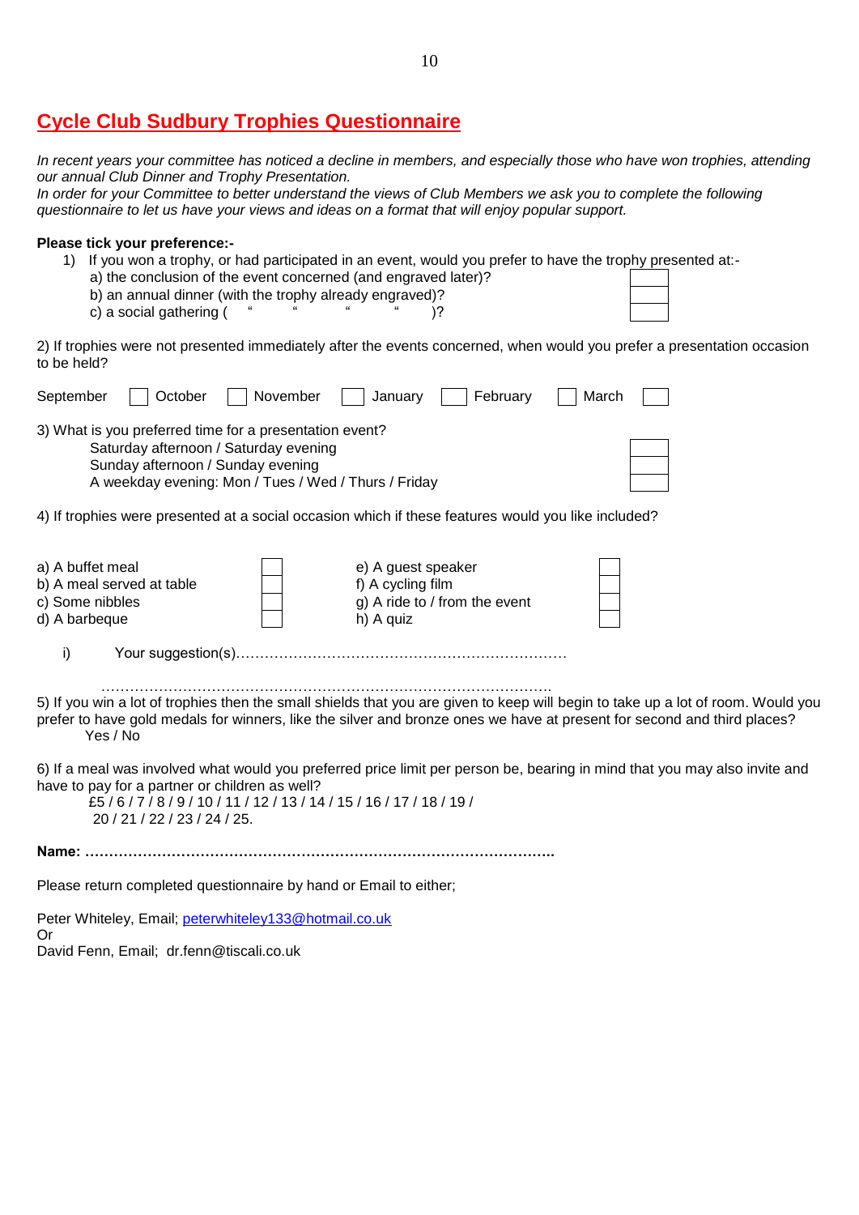## Cycle Club Sudbury Trophies Questionnaire

*In recent years your committee has noticed a decline in members, and especially those who have won trophies, attending our annual Club Dinner and Trophy Presentation.*
*In order for your Committee to better understand the views of Club Members we ask you to complete the following questionnaire to let us have your views and ideas on a format that will enjoy popular support.*

**Please tick your preference:-**

1) If you won a trophy, or had participated in an event, would you prefer to have the trophy presented at:-
   a) the conclusion of the event concerned (and engraved later)? ☐
   b) an annual dinner (with the trophy already engraved)? ☐
   c) a social gathering ( " " " " )? ☐

2) If trophies were not presented immediately after the events concerned, when would you prefer a presentation occasion to be held?

September ☐ October ☐ November ☐ January ☐ February ☐ March ☐

3) What is you preferred time for a presentation event?
   Saturday afternoon / Saturday evening ☐
   Sunday afternoon / Sunday evening ☐
   A weekday evening: Mon / Tues / Wed / Thurs / Friday ☐

4) If trophies were presented at a social occasion which if these features would you like included?

a) A buffet meal ☐
b) A meal served at table ☐
c) Some nibbles ☐
d) A barbeque ☐
e) A guest speaker ☐
f) A cycling film ☐
g) A ride to / from the event ☐
h) A quiz ☐

i) Your suggestion(s)……………………………………………………………

………………………………………………………………………………….

5) If you win a lot of trophies then the small shields that you are given to keep will begin to take up a lot of room. Would you prefer to have gold medals for winners, like the silver and bronze ones we have at present for second and third places?
   Yes / No

6) If a meal was involved what would you preferred price limit per person be, bearing in mind that you may also invite and have to pay for a partner or children as well?
   £5 / 6 / 7 / 8 / 9 / 10 / 11 / 12 / 13 / 14 / 15 / 16 / 17 / 18 / 19 /
   20 / 21 / 22 / 23 / 24 / 25.

**Name: ……………………………………………………………………………………..**

Please return completed questionnaire by hand or Email to either;

Peter Whiteley, Email; peterwhiteley133@hotmail.co.uk
Or
David Fenn, Email; dr.fenn@tiscali.co.uk